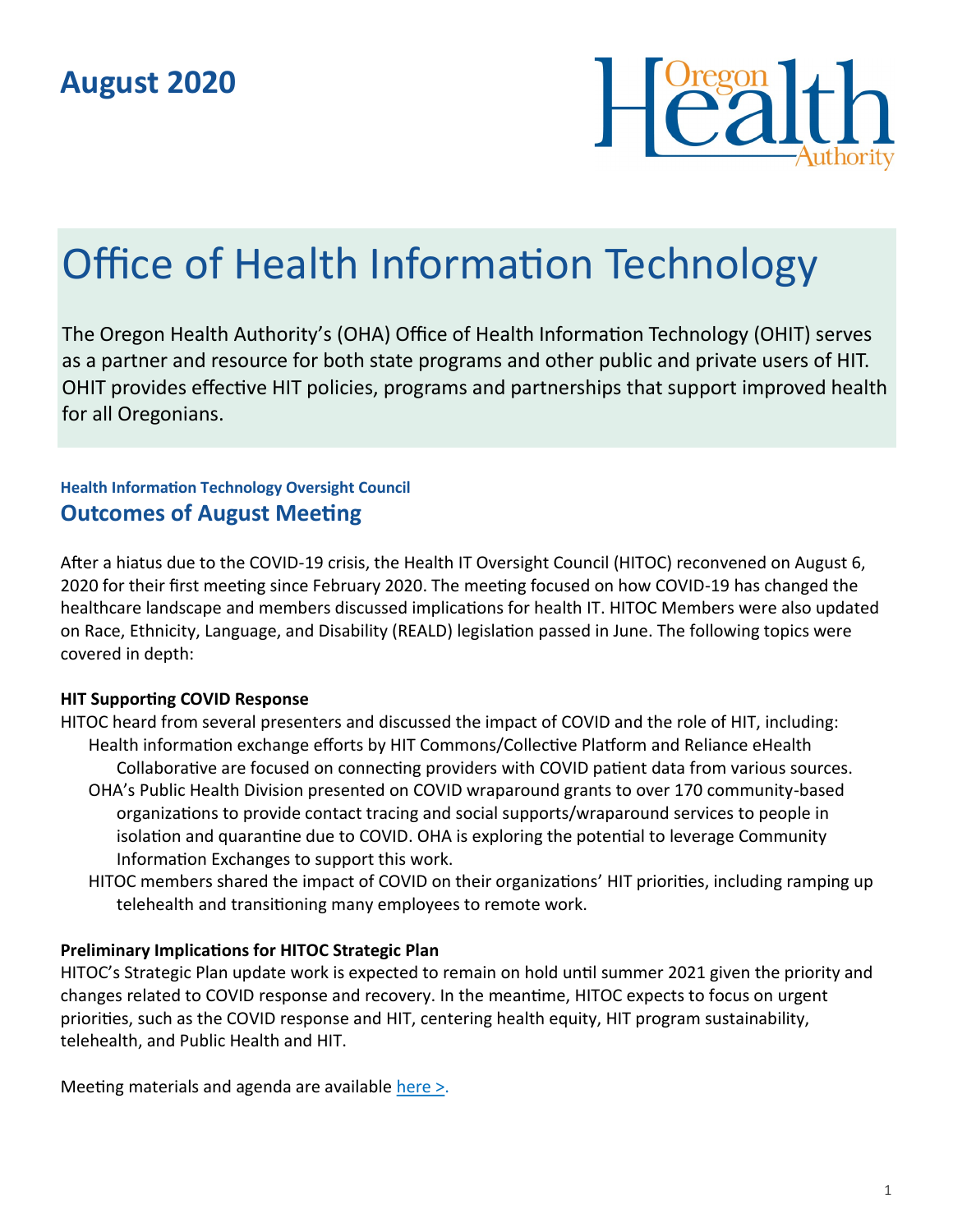## August 2020

# Office of Health Information Technology

The Oregon Health Authority's (OHA) Office of Health Information Technology (OHIT) serves as a partner and resource for both state programs and other public and private users of HIT. OHIT provides effective HIT policies, programs and partnerships that support improved health for all Oregonians.

**Health Information Technology Oversight Council**

## Outcomes of August Meeting

After a hiatus due to the COVID-19 crisis, the Health IT Oversight Council (HITOC) reconvened on August 6, 2020 for their first meeting since February 2020. The meeting focused on how COVID-19 has changed the healthcare landscape and members discussed implications for health IT. HITOC Members were also updated on Race, Ethnicity, Language, and Disability (REALD) legislation passed in June. The following topics were covered in depth:

**HIT Supporting COVID Response**

HITOC heard from several presenters and discussed the impact of COVID and the role of HIT, including:

- Health information exchange efforts by HIT Commons/Collective Platform and Reliance eHealth Collaborative are focused on connecting providers with COVID patient data from various sources.
- OHA's Public Health Division presented on COVID wraparound grants to over 170 community-based organizations to provide contact tracing and social supports/wraparound services to people in isolation and quarantine due to COVID. OHA is exploring the potential to leverage Community Information Exchanges to support this work.
- HITOC members shared the impact of COVID on their organizations' HIT priorities, including ramping up telehealth and transitioning many employees to remote work.

**Preliminary Implications for HITOC Strategic Plan**

HITOC's Strategic Plan update work is expected to remain on hold until summer 2021 given the priority and changes related to COVID response and recovery. In the meantime, HITOC expects to focus on urgent priorities, such as the COVID response and HIT, centering health equity, HIT program sustainability, telehealth, and Public Health and HIT.

Meeting materials and agenda are available here >.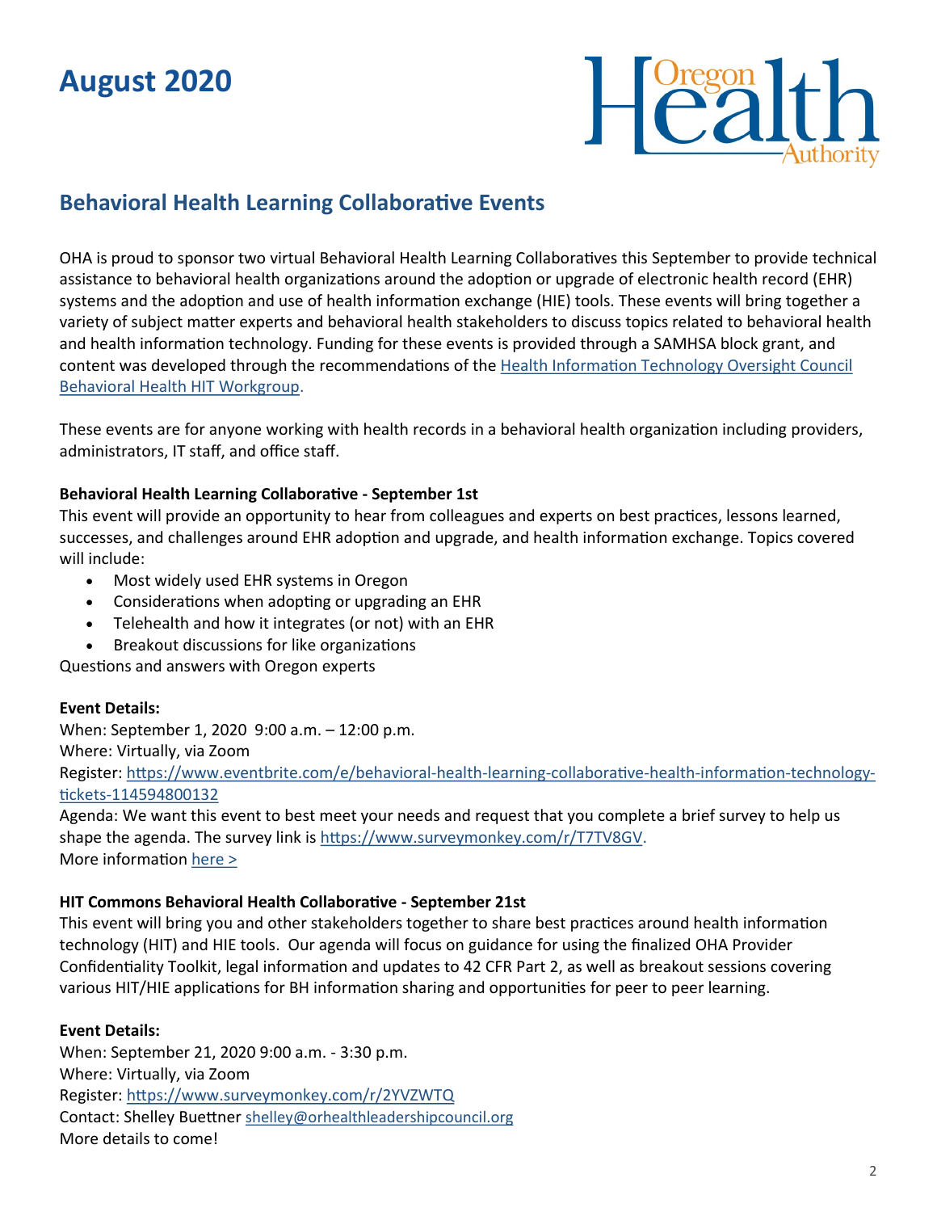# August 2020

## Behavioral Health Learning Collaborative Events

OHA is proud to sponsor two virtual Behavioral Health Learning Collaboratives this September to provide technical assistance to behavioral health organizations around the adoption or upgrade of electronic health record (EHR) systems and the adoption and use of health information exchange (HIE) tools. These events will bring together a variety of subject matter experts and behavioral health stakeholders to discuss topics related to behavioral health and health information technology. Funding for these events is provided through a SAMHSA block grant, and content was developed through the recommendations of the Health Information Technology Oversight Council Behavioral Health HIT Workgroup.

These events are for anyone working with health records in a behavioral health organization including providers, administrators, IT staff, and office staff.

**Behavioral Health Learning Collaborative - September 1st**

This event will provide an opportunity to hear from colleagues and experts on best practices, lessons learned, successes, and challenges around EHR adoption and upgrade, and health information exchange. Topics covered will include:

- Most widely used EHR systems in Oregon
- Considerations when adopting or upgrading an EHR
- Telehealth and how it integrates (or not) with an EHR
- Breakout discussions for like organizations

Questions and answers with Oregon experts

**Event Details:**

When: September 1, 2020 9:00 a.m. – 12:00 p.m.
Where: Virtually, via Zoom
Register: https://www.eventbrite.com/e/behavioral-health-learning-collaborative-health-information-technology-tickets-114594800132
Agenda: We want this event to best meet your needs and request that you complete a brief survey to help us shape the agenda. The survey link is https://www.surveymonkey.com/r/T7TV8GV.
More information here >

**HIT Commons Behavioral Health Collaborative - September 21st**

This event will bring you and other stakeholders together to share best practices around health information technology (HIT) and HIE tools. Our agenda will focus on guidance for using the finalized OHA Provider Confidentiality Toolkit, legal information and updates to 42 CFR Part 2, as well as breakout sessions covering various HIT/HIE applications for BH information sharing and opportunities for peer to peer learning.

**Event Details:**

When: September 21, 2020 9:00 a.m. - 3:30 p.m.
Where: Virtually, via Zoom
Register: https://www.surveymonkey.com/r/2YVZWTQ
Contact: Shelley Buettner shelley@orhealthleadershipcouncil.org
More details to come!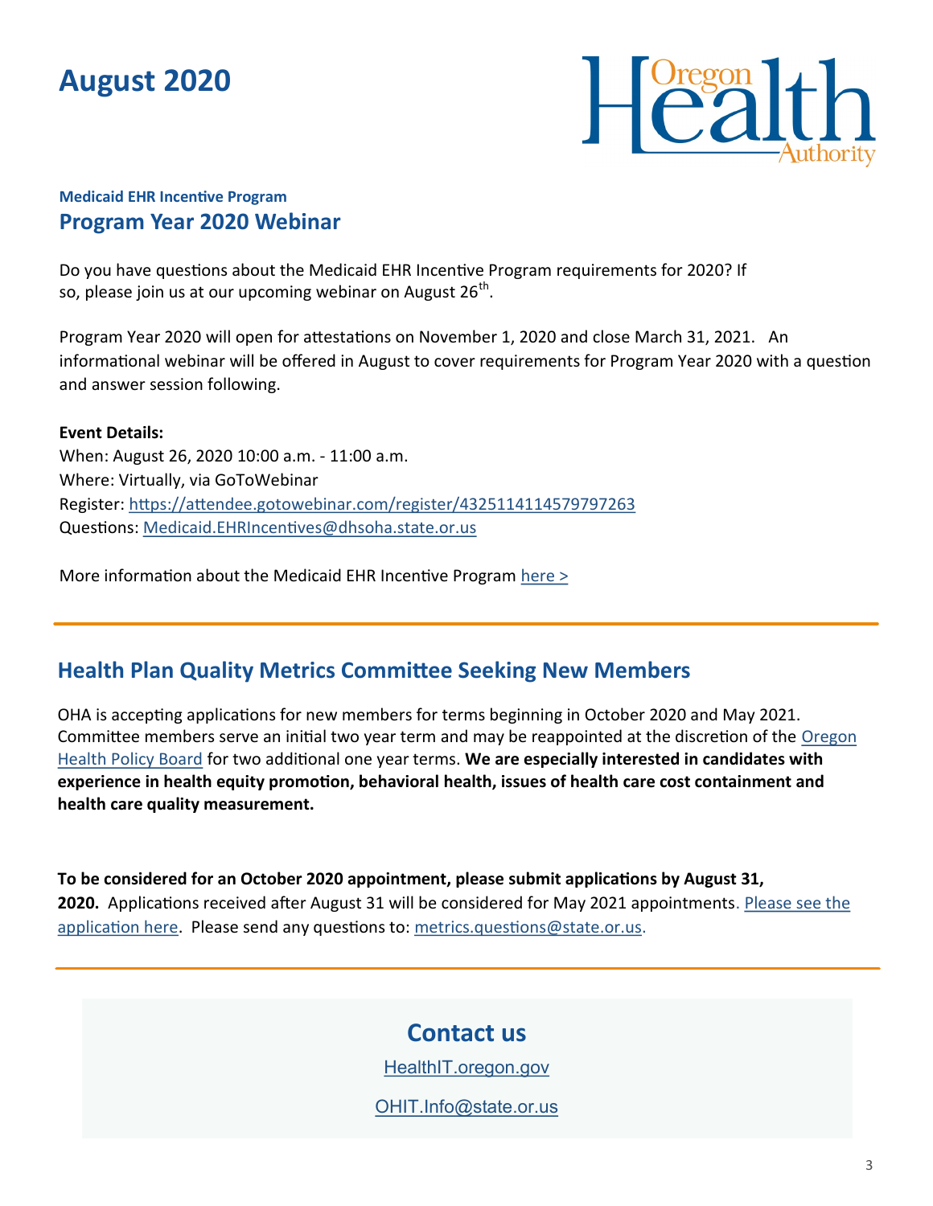# August 2020

Oregon Health Authority

### Medicaid EHR Incentive Program

## Program Year 2020 Webinar

Do you have questions about the Medicaid EHR Incentive Program requirements for 2020? If so, please join us at our upcoming webinar on August 26th.

Program Year 2020 will open for attestations on November 1, 2020 and close March 31, 2021. An informational webinar will be offered in August to cover requirements for Program Year 2020 with a question and answer session following.

**Event Details:**
When: August 26, 2020 10:00 a.m. - 11:00 a.m.
Where: Virtually, via GoToWebinar
Register: https://attendee.gotowebinar.com/register/4325114114579797263
Questions: Medicaid.EHRIncentives@dhsoha.state.or.us

More information about the Medicaid EHR Incentive Program here >

---

## Health Plan Quality Metrics Committee Seeking New Members

OHA is accepting applications for new members for terms beginning in October 2020 and May 2021. Committee members serve an initial two year term and may be reappointed at the discretion of the Oregon Health Policy Board for two additional one year terms. **We are especially interested in candidates with experience in health equity promotion, behavioral health, issues of health care cost containment and health care quality measurement.**

**To be considered for an October 2020 appointment, please submit applications by August 31, 2020.** Applications received after August 31 will be considered for May 2021 appointments. Please see the application here. Please send any questions to: metrics.questions@state.or.us.

---

## Contact us

HealthIT.oregon.gov

OHIT.Info@state.or.us